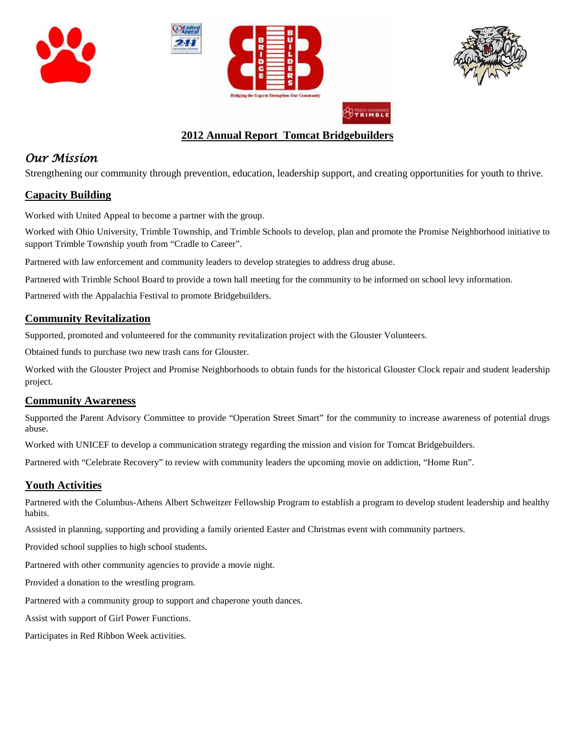# 2012 Annual Report  Tomcat Bridgebuilders

## *Our Mission*

Strengthening our community through prevention, education, leadership support, and creating opportunities for youth to thrive.

## Capacity Building

Worked with United Appeal to become a partner with the group.

Worked with Ohio University, Trimble Township, and Trimble Schools to develop, plan and promote the Promise Neighborhood initiative to support Trimble Township youth from "Cradle to Career".

Partnered with law enforcement and community leaders to develop strategies to address drug abuse.

Partnered with Trimble School Board to provide a town hall meeting for the community to be informed on school levy information.

Partnered with the Appalachia Festival to promote Bridgebuilders.

## Community Revitalization

Supported, promoted and volunteered for the community revitalization project with the Glouster Volunteers.

Obtained funds to purchase two new trash cans for Glouster.

Worked with the Glouster Project and Promise Neighborhoods to obtain funds for the historical Glouster Clock repair and student leadership project.

## Community Awareness

Supported the Parent Advisory Committee to provide "Operation Street Smart" for the community to increase awareness of potential drugs abuse.

Worked with UNICEF to develop a communication strategy regarding the mission and vision for Tomcat Bridgebuilders.

Partnered with "Celebrate Recovery" to review with community leaders the upcoming movie on addiction, "Home Run".

## Youth Activities

Partnered with the Columbus-Athens Albert Schweitzer Fellowship Program to establish a program to develop student leadership and healthy habits.

Assisted in planning, supporting and providing a family oriented Easter and Christmas event with community partners.

Provided school supplies to high school students.

Partnered with other community agencies to provide a movie night.

Provided a donation to the wrestling program.

Partnered with a community group to support and chaperone youth dances.

Assist with support of Girl Power Functions.

Participates in Red Ribbon Week activities.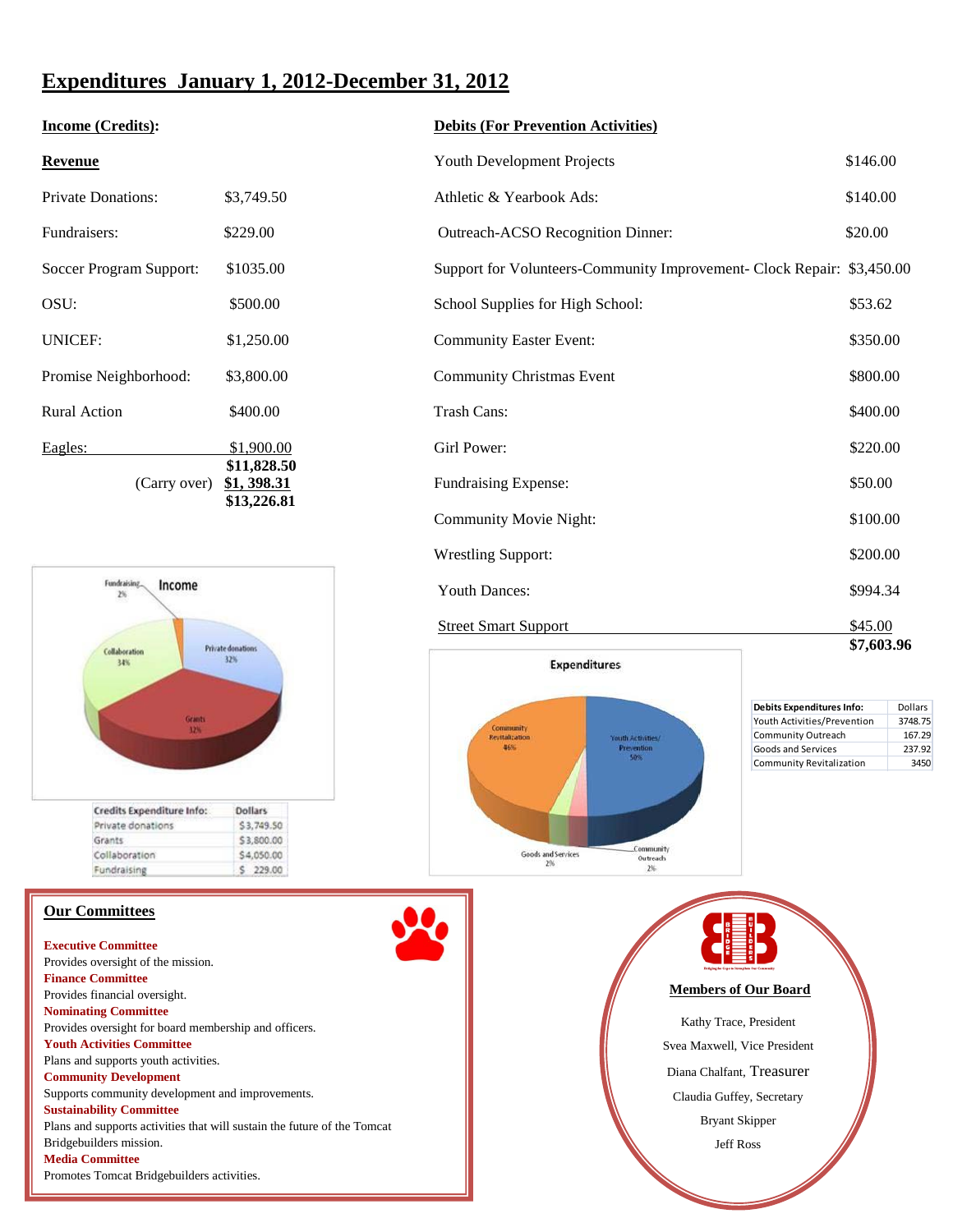# Expenditures January 1, 2012-December 31, 2012

## Income (Credits):

**Revenue**

| | |
|---|---|
| Private Donations: | $3,749.50 |
| Fundraisers: | $229.00 |
| Soccer Program Support: | $1035.00 |
| OSU: | $500.00 |
| UNICEF: | $1,250.00 |
| Promise Neighborhood: | $3,800.00 |
| Rural Action | $400.00 |
| Eagles: | $1,900.00 |
| | **$11,828.50** |
| (Carry over) | **$1, 398.31** |
| | **$13,226.81** |

Income

Fundraising 2%

Private donations 32%

Collaboration 34%

Grants 32%

| Credits Expenditure Info: | Dollars |
|---|---|
| Private donations | $3,749.50 |
| Grants | $3,800.00 |
| Collaboration | $4,050.00 |
| Fundraising | $ 229.00 |

## Debits (For Prevention Activities)

| | |
|---|---|
| Youth Development Projects | $146.00 |
| Athletic & Yearbook Ads: | $140.00 |
| Outreach-ACSO Recognition Dinner: | $20.00 |
| Support for Volunteers-Community Improvement- Clock Repair: | $3,450.00 |
| School Supplies for High School: | $53.62 |
| Community Easter Event: | $350.00 |
| Community Christmas Event | $800.00 |
| Trash Cans: | $400.00 |
| Girl Power: | $220.00 |
| Fundraising Expense: | $50.00 |
| Community Movie Night: | $100.00 |
| Wrestling Support: | $200.00 |
| Youth Dances: | $994.34 |
| Street Smart Support | $45.00 |
| | **$7,603.96** |

Expenditures

Community Revitalization 46%

Youth Activities/ Prevention 50%

Goods and Services 2%

Community Outreach 2%

| Debits Expenditures Info: | Dollars |
|---|---|
| Youth Activities/Prevention | 3748.75 |
| Community Outreach | 167.29 |
| Goods and Services | 237.92 |
| Community Revitalization | 3450 |

## Our Committees

**Executive Committee**
Provides oversight of the mission.

**Finance Committee**
Provides financial oversight.

**Nominating Committee**
Provides oversight for board membership and officers.

**Youth Activities Committee**
Plans and supports youth activities.

**Community Development**
Supports community development and improvements.

**Sustainability Committee**
Plans and supports activities that will sustain the future of the Tomcat Bridgebuilders mission.

**Media Committee**
Promotes Tomcat Bridgebuilders activities.

## Members of Our Board

Kathy Trace, President

Svea Maxwell, Vice President

Diana Chalfant, Treasurer

Claudia Guffey, Secretary

Bryant Skipper

Jeff Ross